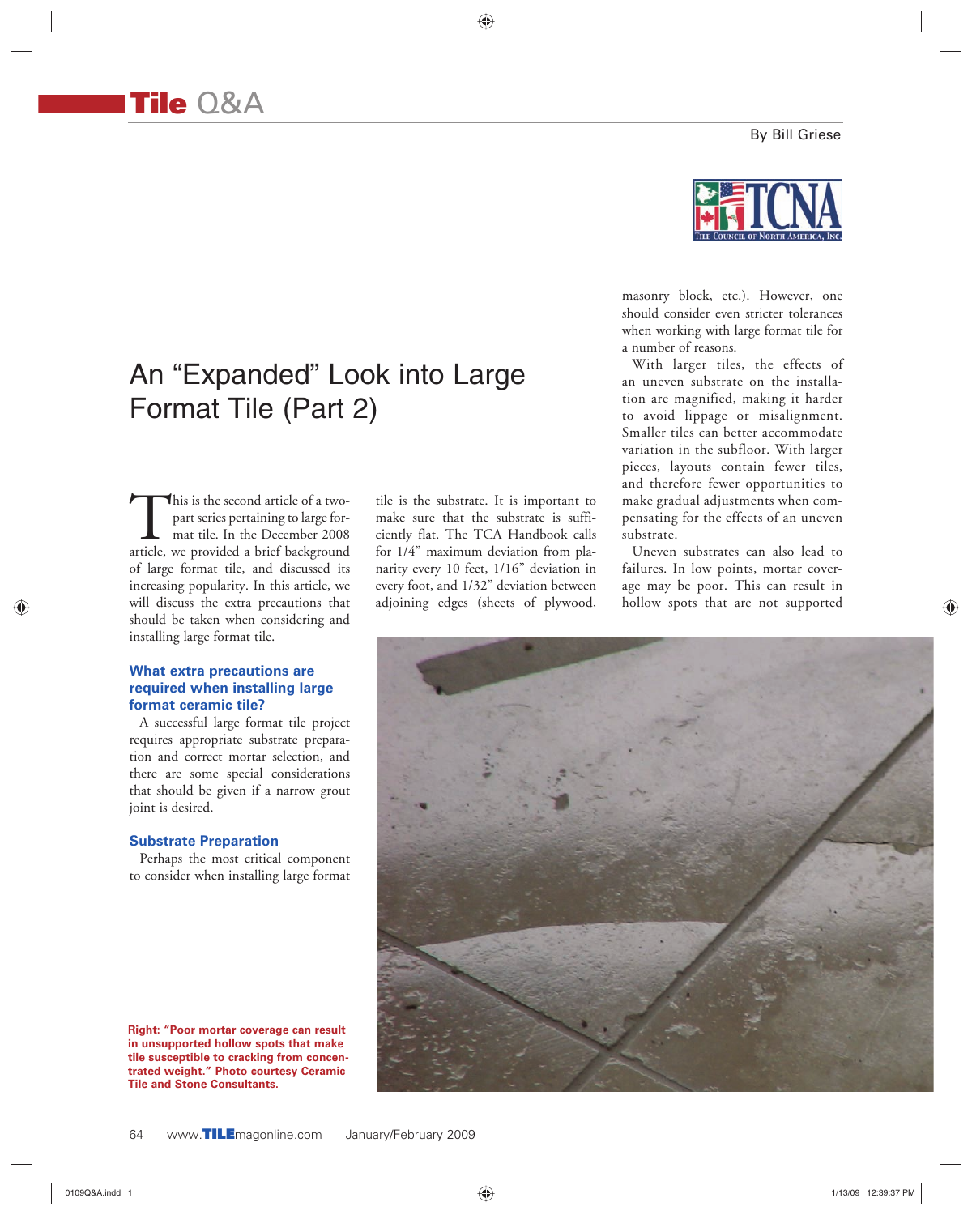# Tile Q&A

By Bill Griese

## An "Expanded" Look into Large Format Tile (Part 2)

This is the second article of a two-part series pertaining to large format tile. In the December 2008 article, we provided a brief background of large format tile, and discussed its increasing popularity. In this article, we will discuss the extra precautions that should be taken when considering and installing large format tile.

### What extra precautions are required when installing large format ceramic tile?

A successful large format tile project requires appropriate substrate preparation and correct mortar selection, and there are some special considerations that should be given if a narrow grout joint is desired.

### Substrate Preparation

Perhaps the most critical component to consider when installing large format tile is the substrate. It is important to make sure that the substrate is sufficiently flat. The TCA Handbook calls for 1/4" maximum deviation from planarity every 10 feet, 1/16" deviation in every foot, and 1/32" deviation between adjoining edges (sheets of plywood, masonry block, etc.). However, one should consider even stricter tolerances when working with large format tile for a number of reasons.

With larger tiles, the effects of an uneven substrate on the installation are magnified, making it harder to avoid lippage or misalignment. Smaller tiles can better accommodate variation in the subfloor. With larger pieces, layouts contain fewer tiles, and therefore fewer opportunities to make gradual adjustments when compensating for the effects of an uneven substrate.

Uneven substrates can also lead to failures. In low points, mortar coverage may be poor. This can result in hollow spots that are not supported

**Right: "Poor mortar coverage can result in unsupported hollow spots that make tile susceptible to cracking from concentrated weight." Photo courtesy Ceramic Tile and Stone Consultants.**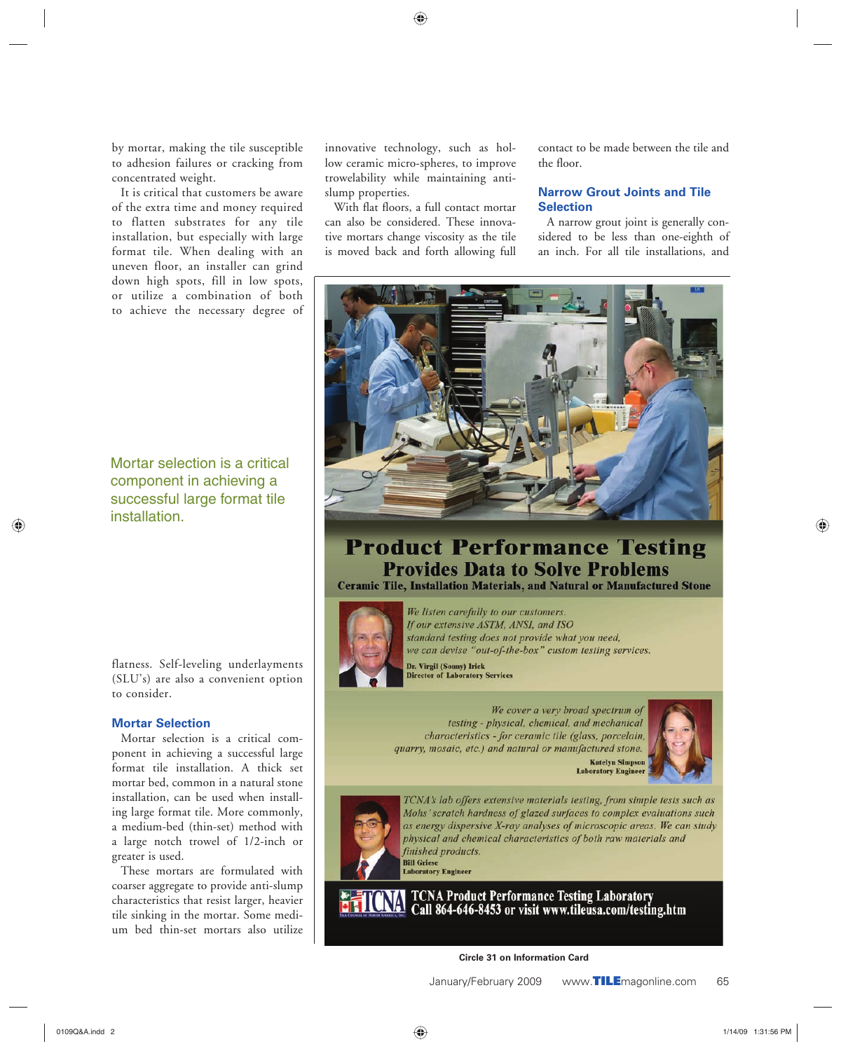by mortar, making the tile susceptible to adhesion failures or cracking from concentrated weight.

It is critical that customers be aware of the extra time and money required to flatten substrates for any tile installation, but especially with large format tile. When dealing with an uneven floor, an installer can grind down high spots, fill in low spots, or utilize a combination of both to achieve the necessary degree of flatness. Self-leveling underlayments (SLU's) are also a convenient option to consider.

> Mortar selection is a critical component in achieving a successful large format tile installation.

### Mortar Selection

Mortar selection is a critical component in achieving a successful large format tile installation. A thick set mortar bed, common in a natural stone installation, can be used when installing large format tile. More commonly, a medium-bed (thin-set) method with a large notch trowel of 1/2-inch or greater is used.

These mortars are formulated with coarser aggregate to provide anti-slump characteristics that resist larger, heavier tile sinking in the mortar. Some medium bed thin-set mortars also utilize innovative technology, such as hollow ceramic micro-spheres, to improve trowelability while maintaining anti-slump properties.

With flat floors, a full contact mortar can also be considered. These innovative mortars change viscosity as the tile is moved back and forth allowing full contact to be made between the tile and the floor.

### Narrow Grout Joints and Tile Selection

A narrow grout joint is generally considered to be less than one-eighth of an inch. For all tile installations, and

---

# Product Performance Testing

## Provides Data to Solve Problems

**Ceramic Tile, Installation Materials, and Natural or Manufactured Stone**

*We listen carefully to our customers. If our extensive ASTM, ANSI, and ISO standard testing does not provide what you need, we can devise "out-of-the-box" custom testing services.*

**Dr. Virgil (Sonny) Irick**
**Director of Laboratory Services**

*We cover a very broad spectrum of testing - physical, chemical, and mechanical characteristics - for ceramic tile (glass, porcelain, quarry, mosaic, etc.) and natural or manufactured stone.*

**Katelyn Simpson**
**Laboratory Engineer**

*TCNA's lab offers extensive materials testing, from simple tests such as Mohs' scratch hardness of glazed surfaces to complex evaluations such as energy dispersive X-ray analyses of microscopic areas. We can study physical and chemical characteristics of both raw materials and finished products.*

**Bill Griese**
**Laboratory Engineer**

**TCNA Product Performance Testing Laboratory**
**Call 864-646-8453 or visit www.tileusa.com/testing.htm**

Circle 31 on Information Card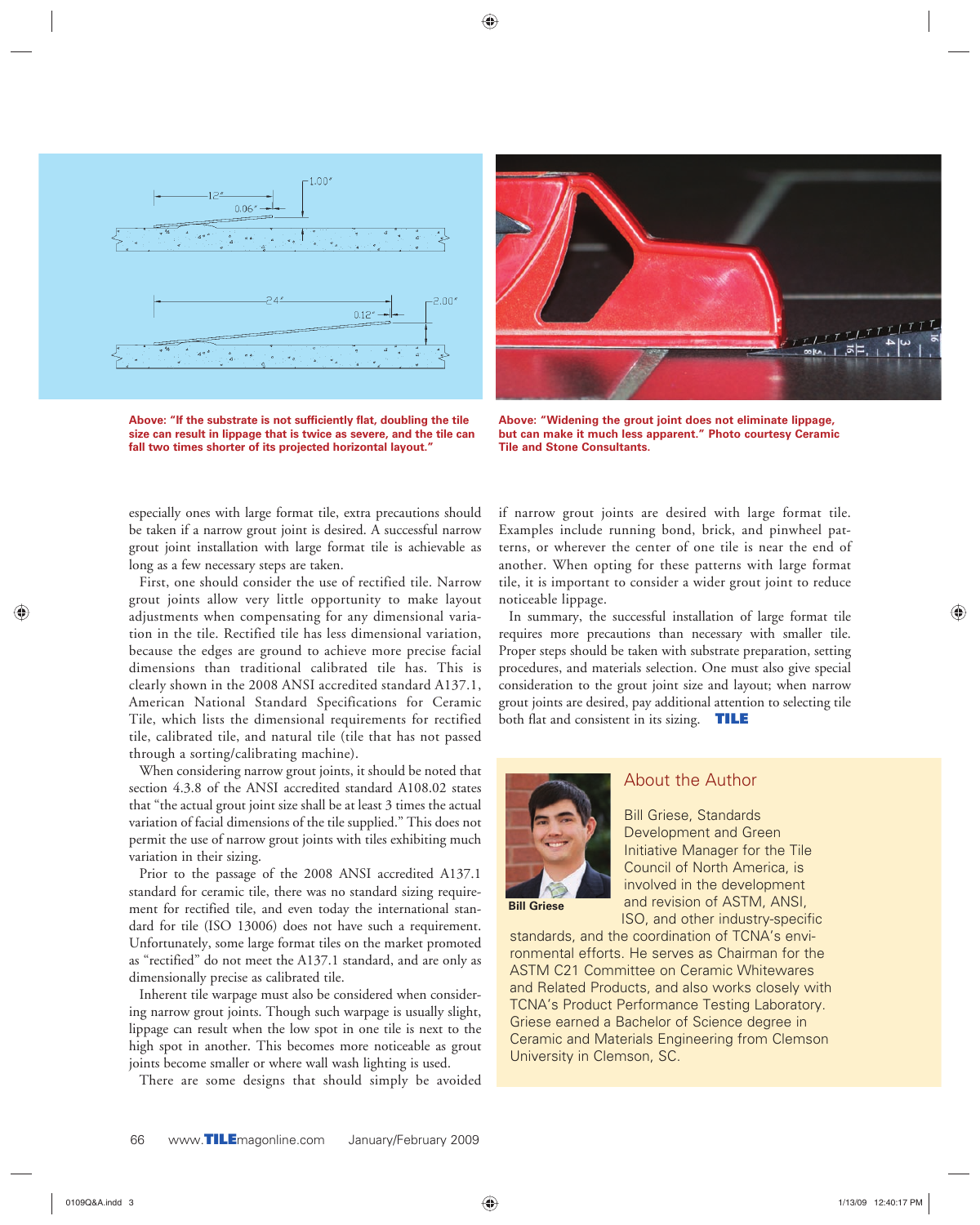12"

0.06"

1.00"

24"

0.12"

2.00"

**Above: "If the substrate is not sufficiently flat, doubling the tile size can result in lippage that is twice as severe, and the tile can fall two times shorter of its projected horizontal layout."**

**Above: "Widening the grout joint does not eliminate lippage, but can make it much less apparent." Photo courtesy Ceramic Tile and Stone Consultants.**

especially ones with large format tile, extra precautions should be taken if a narrow grout joint is desired. A successful narrow grout joint installation with large format tile is achievable as long as a few necessary steps are taken.

First, one should consider the use of rectified tile. Narrow grout joints allow very little opportunity to make layout adjustments when compensating for any dimensional variation in the tile. Rectified tile has less dimensional variation, because the edges are ground to achieve more precise facial dimensions than traditional calibrated tile has. This is clearly shown in the 2008 ANSI accredited standard A137.1, American National Standard Specifications for Ceramic Tile, which lists the dimensional requirements for rectified tile, calibrated tile, and natural tile (tile that has not passed through a sorting/calibrating machine).

When considering narrow grout joints, it should be noted that section 4.3.8 of the ANSI accredited standard A108.02 states that "the actual grout joint size shall be at least 3 times the actual variation of facial dimensions of the tile supplied." This does not permit the use of narrow grout joints with tiles exhibiting much variation in their sizing.

Prior to the passage of the 2008 ANSI accredited A137.1 standard for ceramic tile, there was no standard sizing requirement for rectified tile, and even today the international standard for tile (ISO 13006) does not have such a requirement. Unfortunately, some large format tiles on the market promoted as "rectified" do not meet the A137.1 standard, and are only as dimensionally precise as calibrated tile.

Inherent tile warpage must also be considered when considering narrow grout joints. Though such warpage is usually slight, lippage can result when the low spot in one tile is next to the high spot in another. This becomes more noticeable as grout joints become smaller or where wall wash lighting is used.

There are some designs that should simply be avoided if narrow grout joints are desired with large format tile. Examples include running bond, brick, and pinwheel patterns, or wherever the center of one tile is near the end of another. When opting for these patterns with large format tile, it is important to consider a wider grout joint to reduce noticeable lippage.

In summary, the successful installation of large format tile requires more precautions than necessary with smaller tile. Proper steps should be taken with substrate preparation, setting procedures, and materials selection. One must also give special consideration to the grout joint size and layout; when narrow grout joints are desired, pay additional attention to selecting tile both flat and consistent in its sizing. **TILE**

## About the Author

**Bill Griese**

Bill Griese, Standards Development and Green Initiative Manager for the Tile Council of North America, is involved in the development and revision of ASTM, ANSI, ISO, and other industry-specific standards, and the coordination of TCNA's environmental efforts. He serves as Chairman for the ASTM C21 Committee on Ceramic Whitewares and Related Products, and also works closely with TCNA's Product Performance Testing Laboratory. Griese earned a Bachelor of Science degree in Ceramic and Materials Engineering from Clemson University in Clemson, SC.